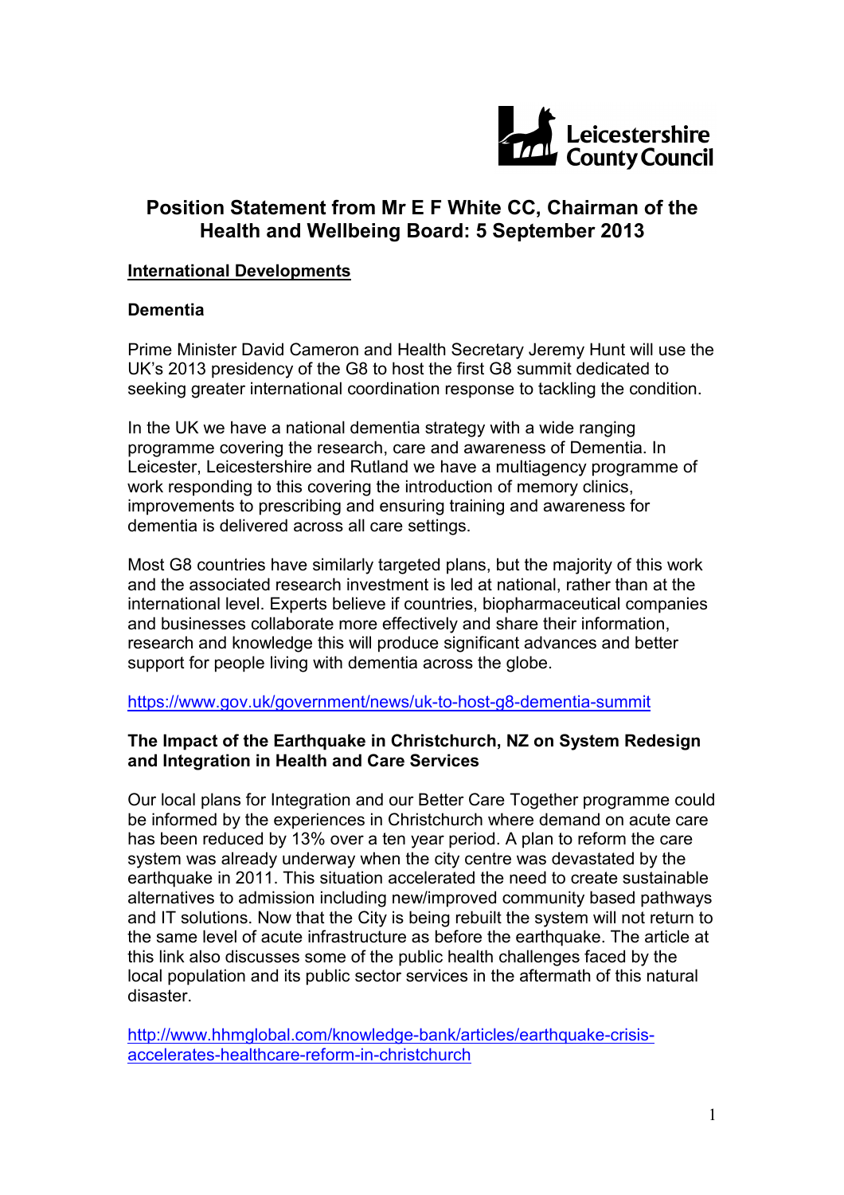Leicestershire County Council

# Position Statement from Mr E F White CC, Chairman of the Health and Wellbeing Board: 5 September 2013

## International Developments

### Dementia

Prime Minister David Cameron and Health Secretary Jeremy Hunt will use the UK's 2013 presidency of the G8 to host the first G8 summit dedicated to seeking greater international coordination response to tackling the condition.

In the UK we have a national dementia strategy with a wide ranging programme covering the research, care and awareness of Dementia. In Leicester, Leicestershire and Rutland we have a multiagency programme of work responding to this covering the introduction of memory clinics, improvements to prescribing and ensuring training and awareness for dementia is delivered across all care settings.

Most G8 countries have similarly targeted plans, but the majority of this work and the associated research investment is led at national, rather than at the international level. Experts believe if countries, biopharmaceutical companies and businesses collaborate more effectively and share their information, research and knowledge this will produce significant advances and better support for people living with dementia across the globe.

https://www.gov.uk/government/news/uk-to-host-g8-dementia-summit

### The Impact of the Earthquake in Christchurch, NZ on System Redesign and Integration in Health and Care Services

Our local plans for Integration and our Better Care Together programme could be informed by the experiences in Christchurch where demand on acute care has been reduced by 13% over a ten year period. A plan to reform the care system was already underway when the city centre was devastated by the earthquake in 2011. This situation accelerated the need to create sustainable alternatives to admission including new/improved community based pathways and IT solutions. Now that the City is being rebuilt the system will not return to the same level of acute infrastructure as before the earthquake. The article at this link also discusses some of the public health challenges faced by the local population and its public sector services in the aftermath of this natural disaster.

http://www.hhmglobal.com/knowledge-bank/articles/earthquake-crisis-accelerates-healthcare-reform-in-christchurch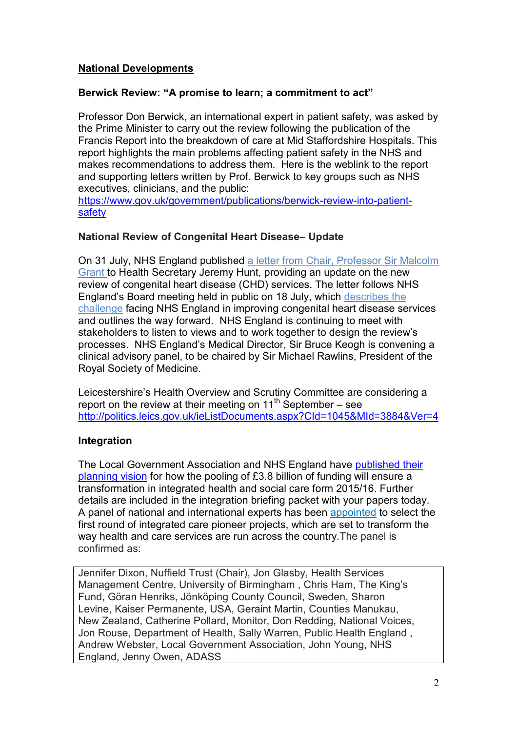## National Developments

### Berwick Review: "A promise to learn; a commitment to act"

Professor Don Berwick, an international expert in patient safety, was asked by the Prime Minister to carry out the review following the publication of the Francis Report into the breakdown of care at Mid Staffordshire Hospitals. This report highlights the main problems affecting patient safety in the NHS and makes recommendations to address them. Here is the weblink to the report and supporting letters written by Prof. Berwick to key groups such as NHS executives, clinicians, and the public:
https://www.gov.uk/government/publications/berwick-review-into-patient-safety

### National Review of Congenital Heart Disease– Update

On 31 July, NHS England published a letter from Chair, Professor Sir Malcolm Grant to Health Secretary Jeremy Hunt, providing an update on the new review of congenital heart disease (CHD) services. The letter follows NHS England's Board meeting held in public on 18 July, which describes the challenge facing NHS England in improving congenital heart disease services and outlines the way forward. NHS England is continuing to meet with stakeholders to listen to views and to work together to design the review's processes. NHS England's Medical Director, Sir Bruce Keogh is convening a clinical advisory panel, to be chaired by Sir Michael Rawlins, President of the Royal Society of Medicine.

Leicestershire's Health Overview and Scrutiny Committee are considering a report on the review at their meeting on 11th September – see http://politics.leics.gov.uk/ieListDocuments.aspx?CId=1045&MId=3884&Ver=4

### Integration

The Local Government Association and NHS England have published their planning vision for how the pooling of £3.8 billion of funding will ensure a transformation in integrated health and social care form 2015/16. Further details are included in the integration briefing packet with your papers today. A panel of national and international experts has been appointed to select the first round of integrated care pioneer projects, which are set to transform the way health and care services are run across the country.The panel is confirmed as:

| Jennifer Dixon, Nuffield Trust (Chair), Jon Glasby, Health Services Management Centre, University of Birmingham , Chris Ham, The King's Fund, Göran Henriks, Jönköping County Council, Sweden, Sharon Levine, Kaiser Permanente, USA, Geraint Martin, Counties Manukau, New Zealand, Catherine Pollard, Monitor, Don Redding, National Voices, Jon Rouse, Department of Health, Sally Warren, Public Health England , Andrew Webster, Local Government Association, John Young, NHS England, Jenny Owen, ADASS |
| --- |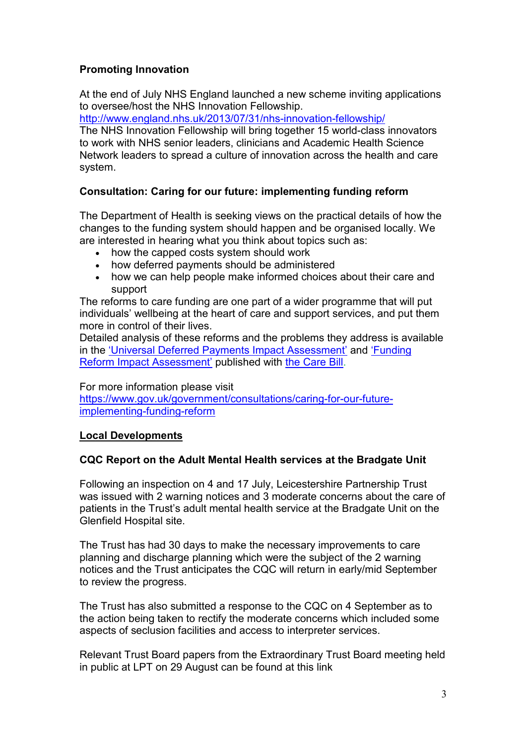**Promoting Innovation**

At the end of July NHS England launched a new scheme inviting applications to oversee/host the NHS Innovation Fellowship.
[http://www.england.nhs.uk/2013/07/31/nhs-innovation-fellowship/](http://www.england.nhs.uk/2013/07/31/nhs-innovation-fellowship/)
The NHS Innovation Fellowship will bring together 15 world-class innovators to work with NHS senior leaders, clinicians and Academic Health Science Network leaders to spread a culture of innovation across the health and care system.

**Consultation: Caring for our future: implementing funding reform**

The Department of Health is seeking views on the practical details of how the changes to the funding system should happen and be organised locally. We are interested in hearing what you think about topics such as:

- how the capped costs system should work
- how deferred payments should be administered
- how we can help people make informed choices about their care and support

The reforms to care funding are one part of a wider programme that will put individuals' wellbeing at the heart of care and support services, and put them more in control of their lives.
Detailed analysis of these reforms and the problems they address is available in the 'Universal Deferred Payments Impact Assessment' and 'Funding Reform Impact Assessment' published with the Care Bill.

For more information please visit
[https://www.gov.uk/government/consultations/caring-for-our-future-implementing-funding-reform](https://www.gov.uk/government/consultations/caring-for-our-future-implementing-funding-reform)

## Local Developments

**CQC Report on the Adult Mental Health services at the Bradgate Unit**

Following an inspection on 4 and 17 July, Leicestershire Partnership Trust was issued with 2 warning notices and 3 moderate concerns about the care of patients in the Trust's adult mental health service at the Bradgate Unit on the Glenfield Hospital site.

The Trust has had 30 days to make the necessary improvements to care planning and discharge planning which were the subject of the 2 warning notices and the Trust anticipates the CQC will return in early/mid September to review the progress.

The Trust has also submitted a response to the CQC on 4 September as to the action being taken to rectify the moderate concerns which included some aspects of seclusion facilities and access to interpreter services.

Relevant Trust Board papers from the Extraordinary Trust Board meeting held in public at LPT on 29 August can be found at this link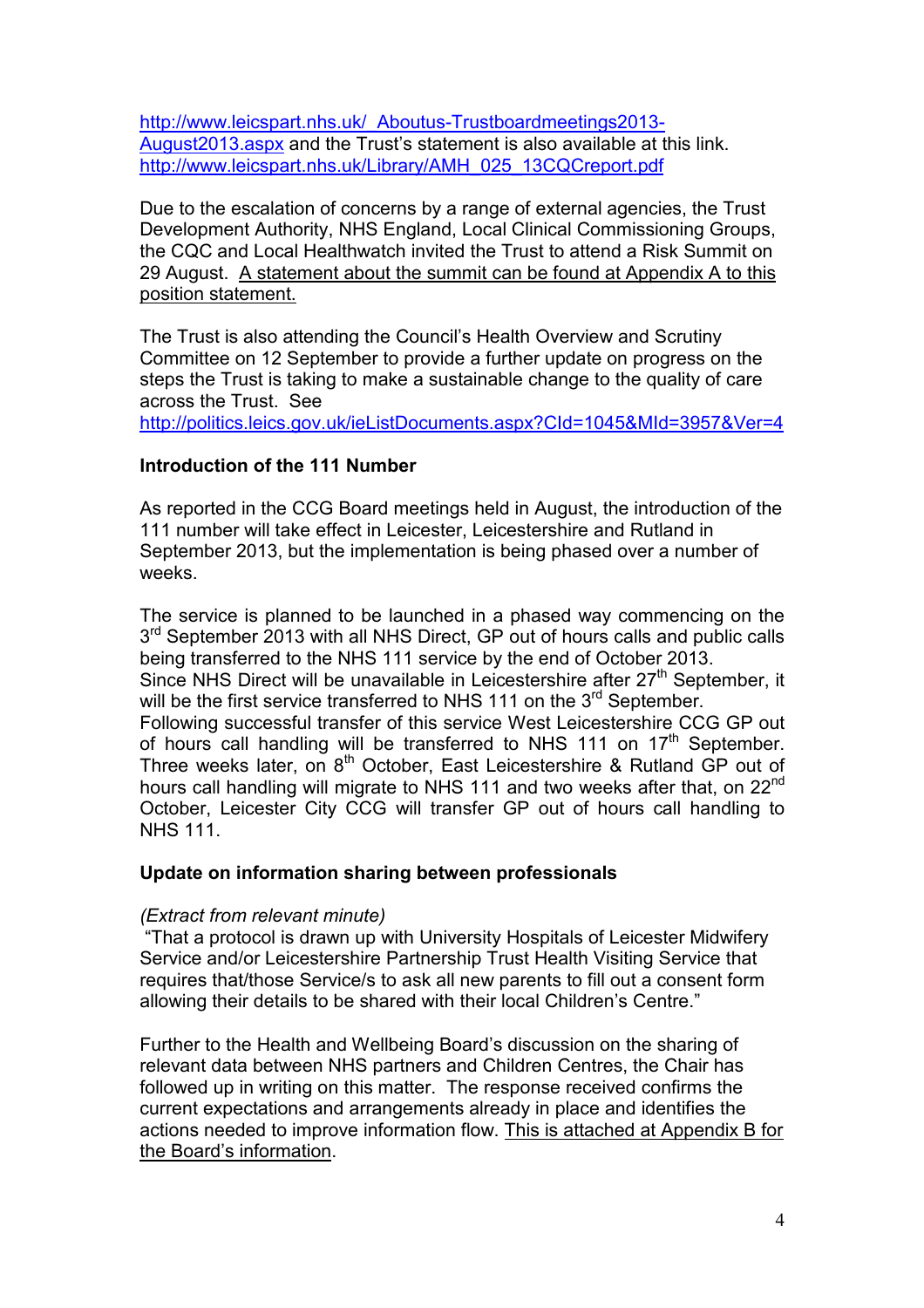http://www.leicspart.nhs.uk/_Aboutus-Trustboardmeetings2013-August2013.aspx and the Trust's statement is also available at this link. http://www.leicspart.nhs.uk/Library/AMH_025_13CQCreport.pdf

Due to the escalation of concerns by a range of external agencies, the Trust Development Authority, NHS England, Local Clinical Commissioning Groups, the CQC and Local Healthwatch invited the Trust to attend a Risk Summit on 29 August. A statement about the summit can be found at Appendix A to this position statement.

The Trust is also attending the Council's Health Overview and Scrutiny Committee on 12 September to provide a further update on progress on the steps the Trust is taking to make a sustainable change to the quality of care across the Trust. See http://politics.leics.gov.uk/ieListDocuments.aspx?CId=1045&MId=3957&Ver=4

**Introduction of the 111 Number**

As reported in the CCG Board meetings held in August, the introduction of the 111 number will take effect in Leicester, Leicestershire and Rutland in September 2013, but the implementation is being phased over a number of weeks.

The service is planned to be launched in a phased way commencing on the 3rd September 2013 with all NHS Direct, GP out of hours calls and public calls being transferred to the NHS 111 service by the end of October 2013. Since NHS Direct will be unavailable in Leicestershire after 27th September, it will be the first service transferred to NHS 111 on the 3rd September. Following successful transfer of this service West Leicestershire CCG GP out of hours call handling will be transferred to NHS 111 on 17th September. Three weeks later, on 8th October, East Leicestershire & Rutland GP out of hours call handling will migrate to NHS 111 and two weeks after that, on 22nd October, Leicester City CCG will transfer GP out of hours call handling to NHS 111.

**Update on information sharing between professionals**

*(Extract from relevant minute)*

"That a protocol is drawn up with University Hospitals of Leicester Midwifery Service and/or Leicestershire Partnership Trust Health Visiting Service that requires that/those Service/s to ask all new parents to fill out a consent form allowing their details to be shared with their local Children's Centre."

Further to the Health and Wellbeing Board's discussion on the sharing of relevant data between NHS partners and Children Centres, the Chair has followed up in writing on this matter. The response received confirms the current expectations and arrangements already in place and identifies the actions needed to improve information flow. This is attached at Appendix B for the Board's information.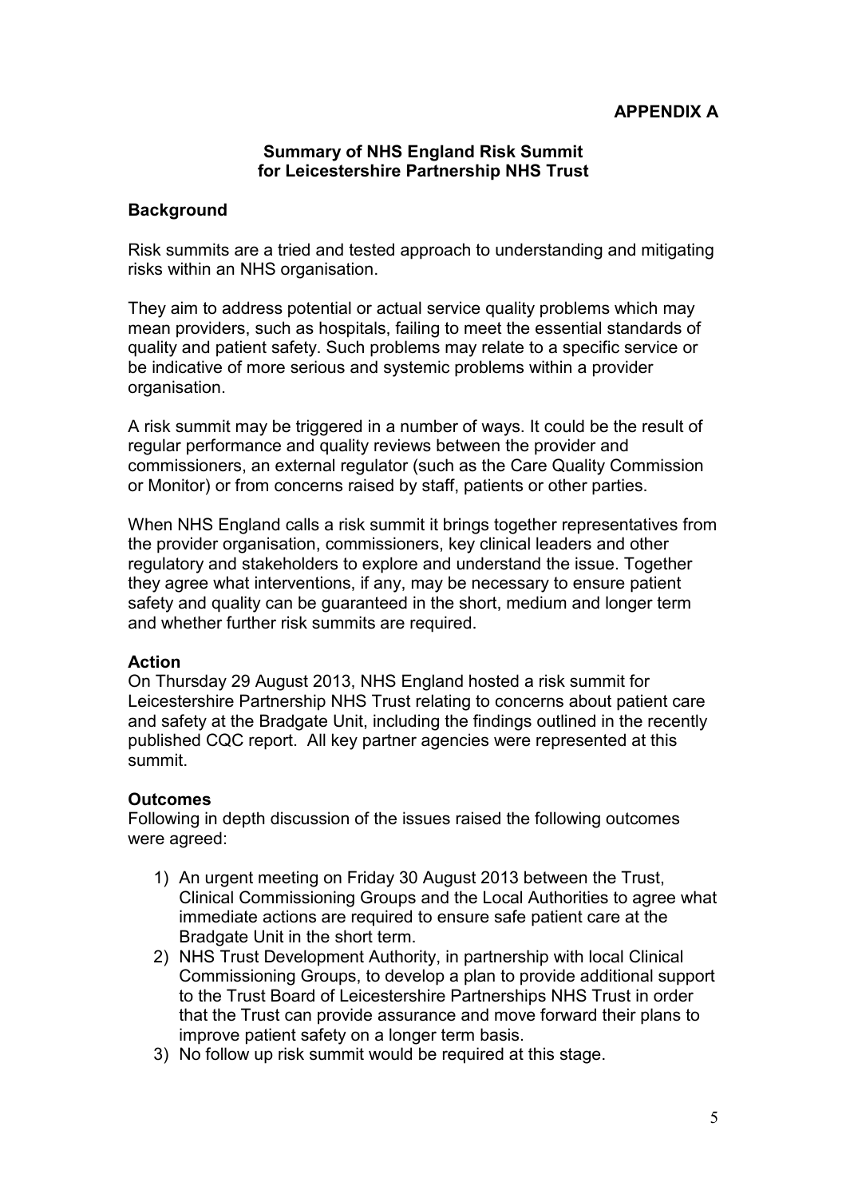**APPENDIX A**

**Summary of NHS England Risk Summit for Leicestershire Partnership NHS Trust**

**Background**

Risk summits are a tried and tested approach to understanding and mitigating risks within an NHS organisation.

They aim to address potential or actual service quality problems which may mean providers, such as hospitals, failing to meet the essential standards of quality and patient safety. Such problems may relate to a specific service or be indicative of more serious and systemic problems within a provider organisation.

A risk summit may be triggered in a number of ways. It could be the result of regular performance and quality reviews between the provider and commissioners, an external regulator (such as the Care Quality Commission or Monitor) or from concerns raised by staff, patients or other parties.

When NHS England calls a risk summit it brings together representatives from the provider organisation, commissioners, key clinical leaders and other regulatory and stakeholders to explore and understand the issue. Together they agree what interventions, if any, may be necessary to ensure patient safety and quality can be guaranteed in the short, medium and longer term and whether further risk summits are required.

**Action**

On Thursday 29 August 2013, NHS England hosted a risk summit for Leicestershire Partnership NHS Trust relating to concerns about patient care and safety at the Bradgate Unit, including the findings outlined in the recently published CQC report. All key partner agencies were represented at this summit.

**Outcomes**

Following in depth discussion of the issues raised the following outcomes were agreed:

1) An urgent meeting on Friday 30 August 2013 between the Trust, Clinical Commissioning Groups and the Local Authorities to agree what immediate actions are required to ensure safe patient care at the Bradgate Unit in the short term.
2) NHS Trust Development Authority, in partnership with local Clinical Commissioning Groups, to develop a plan to provide additional support to the Trust Board of Leicestershire Partnerships NHS Trust in order that the Trust can provide assurance and move forward their plans to improve patient safety on a longer term basis.
3) No follow up risk summit would be required at this stage.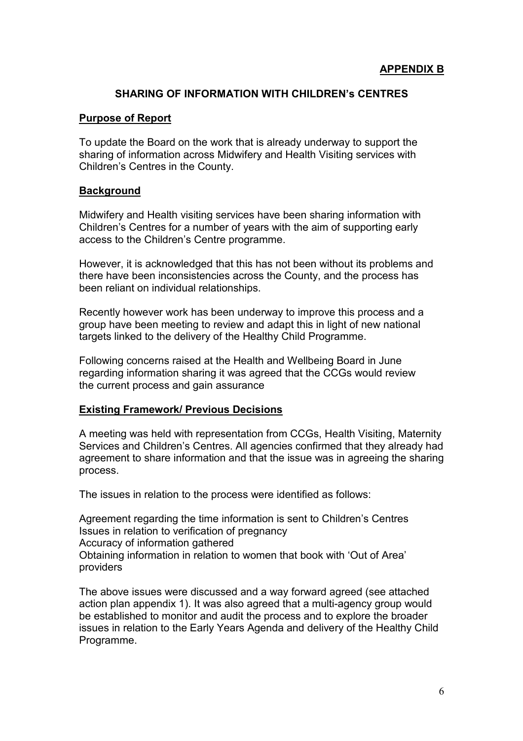**APPENDIX B**

## SHARING OF INFORMATION WITH CHILDREN's CENTRES

### Purpose of Report

To update the Board on the work that is already underway to support the sharing of information across Midwifery and Health Visiting services with Children's Centres in the County.

### Background

Midwifery and Health visiting services have been sharing information with Children's Centres for a number of years with the aim of supporting early access to the Children's Centre programme.

However, it is acknowledged that this has not been without its problems and there have been inconsistencies across the County, and the process has been reliant on individual relationships.

Recently however work has been underway to improve this process and a group have been meeting to review and adapt this in light of new national targets linked to the delivery of the Healthy Child Programme.

Following concerns raised at the Health and Wellbeing Board in June regarding information sharing it was agreed that the CCGs would review the current process and gain assurance

### Existing Framework/ Previous Decisions

A meeting was held with representation from CCGs, Health Visiting, Maternity Services and Children's Centres. All agencies confirmed that they already had agreement to share information and that the issue was in agreeing the sharing process.

The issues in relation to the process were identified as follows:

Agreement regarding the time information is sent to Children's Centres
Issues in relation to verification of pregnancy
Accuracy of information gathered
Obtaining information in relation to women that book with 'Out of Area' providers

The above issues were discussed and a way forward agreed (see attached action plan appendix 1). It was also agreed that a multi-agency group would be established to monitor and audit the process and to explore the broader issues in relation to the Early Years Agenda and delivery of the Healthy Child Programme.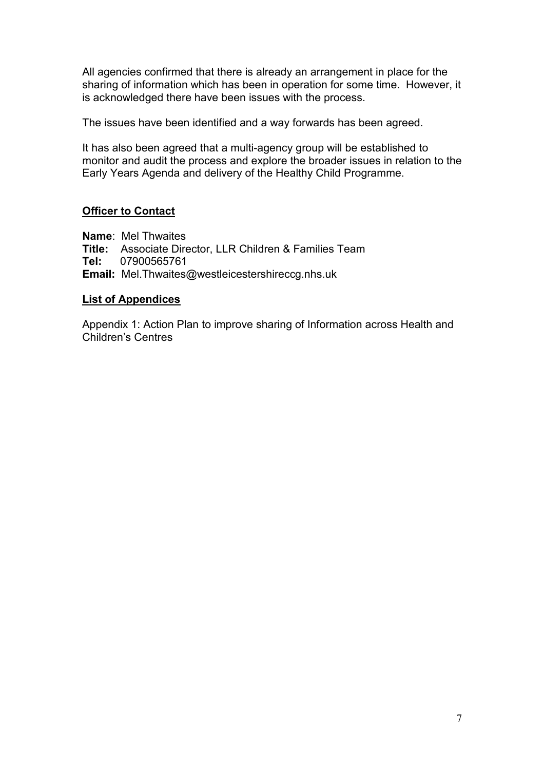All agencies confirmed that there is already an arrangement in place for the sharing of information which has been in operation for some time. However, it is acknowledged there have been issues with the process.

The issues have been identified and a way forwards has been agreed.

It has also been agreed that a multi-agency group will be established to monitor and audit the process and explore the broader issues in relation to the Early Years Agenda and delivery of the Healthy Child Programme.

## Officer to Contact

**Name**: Mel Thwaites
**Title:** Associate Director, LLR Children & Families Team
**Tel:** 07900565761
**Email:** Mel.Thwaites@westleicestershireccg.nhs.uk

## List of Appendices

Appendix 1: Action Plan to improve sharing of Information across Health and Children's Centres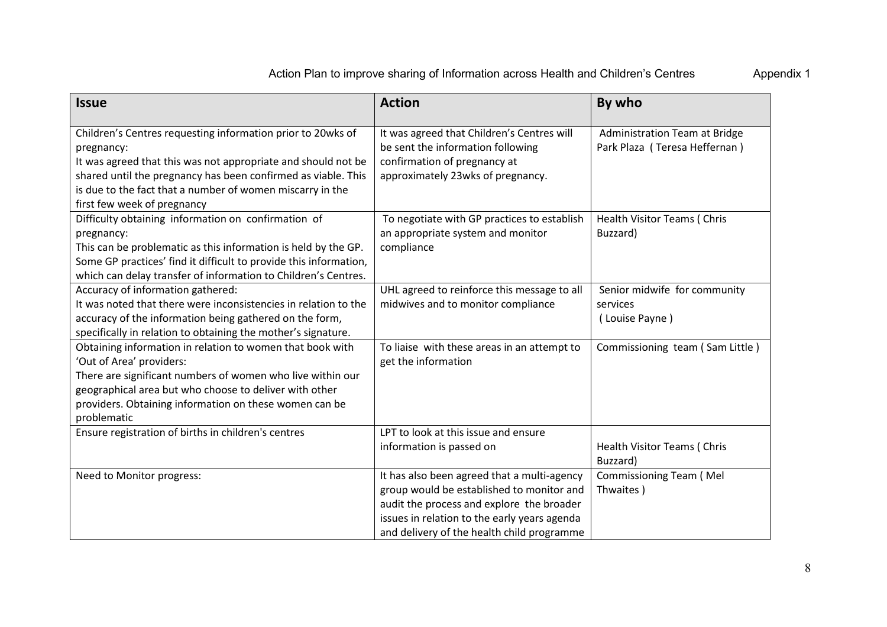Action Plan to improve sharing of Information across Health and Children's Centres

Appendix 1

| Issue | Action | By who |
|---|---|---|
| Children's Centres requesting information prior to 20wks of pregnancy: It was agreed that this was not appropriate and should not be shared until the pregnancy has been confirmed as viable. This is due to the fact that a number of women miscarry in the first few week of pregnancy | It was agreed that Children's Centres will be sent the information following confirmation of pregnancy at approximately 23wks of pregnancy. | Administration Team at Bridge Park Plaza ( Teresa Heffernan ) |
| Difficulty obtaining information on confirmation of pregnancy: This can be problematic as this information is held by the GP. Some GP practices' find it difficult to provide this information, which can delay transfer of information to Children's Centres. | To negotiate with GP practices to establish an appropriate system and monitor compliance | Health Visitor Teams ( Chris Buzzard) |
| Accuracy of information gathered: It was noted that there were inconsistencies in relation to the accuracy of the information being gathered on the form, specifically in relation to obtaining the mother's signature. | UHL agreed to reinforce this message to all midwives and to monitor compliance | Senior midwife for community services ( Louise Payne ) |
| Obtaining information in relation to women that book with 'Out of Area' providers: There are significant numbers of women who live within our geographical area but who choose to deliver with other providers. Obtaining information on these women can be problematic | To liaise with these areas in an attempt to get the information | Commissioning team ( Sam Little ) |
| Ensure registration of births in children's centres | LPT to look at this issue and ensure information is passed on | Health Visitor Teams ( Chris Buzzard) |
| Need to Monitor progress: | It has also been agreed that a multi-agency group would be established to monitor and audit the process and explore the broader issues in relation to the early years agenda and delivery of the health child programme | Commissioning Team ( Mel Thwaites ) |